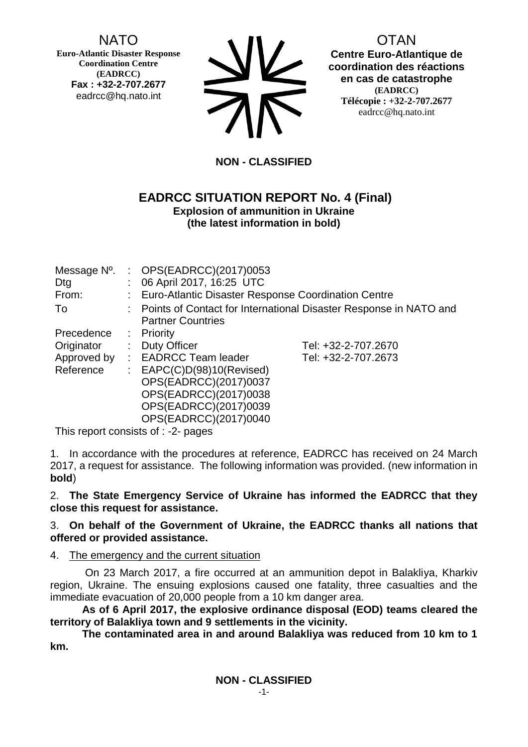NATO
**Euro-Atlantic Disaster Response Coordination Centre (EADRCC)**
**Fax : +32-2-707.2677**
eadrcc@hq.nato.int

OTAN
**Centre Euro-Atlantique de coordination des réactions en cas de catastrophe (EADRCC)**
**Télécopie : +32-2-707.2677**
eadrcc@hq.nato.int

**NON - CLASSIFIED**

## EADRCC SITUATION REPORT No. 4 (Final)

**Explosion of ammunition in Ukraine**
**(the latest information in bold)**

| | | |
|---|---|---|
| Message Nº. | : OPS(EADRCC)(2017)0053 | |
| Dtg | : 06 April 2017, 16:25 UTC | |
| From: | : Euro-Atlantic Disaster Response Coordination Centre | |
| To | : Points of Contact for International Disaster Response in NATO and Partner Countries | |
| Precedence | : Priority | |
| Originator | : Duty Officer | Tel: +32-2-707.2670 |
| Approved by | : EADRCC Team leader | Tel: +32-2-707.2673 |
| Reference | : EAPC(C)D(98)10(Revised)<br>OPS(EADRCC)(2017)0037<br>OPS(EADRCC)(2017)0038<br>OPS(EADRCC)(2017)0039<br>OPS(EADRCC)(2017)0040 | |

This report consists of : -2- pages

1. In accordance with the procedures at reference, EADRCC has received on 24 March 2017, a request for assistance. The following information was provided. (new information in **bold**)

2. **The State Emergency Service of Ukraine has informed the EADRCC that they close this request for assistance.**

3. **On behalf of the Government of Ukraine, the EADRCC thanks all nations that offered or provided assistance.**

4. The emergency and the current situation

On 23 March 2017, a fire occurred at an ammunition depot in Balakliya, Kharkiv region, Ukraine. The ensuing explosions caused one fatality, three casualties and the immediate evacuation of 20,000 people from a 10 km danger area.

**As of 6 April 2017, the explosive ordinance disposal (EOD) teams cleared the territory of Balakliya town and 9 settlements in the vicinity.**

**The contaminated area in and around Balakliya was reduced from 10 km to 1 km.**

**NON - CLASSIFIED**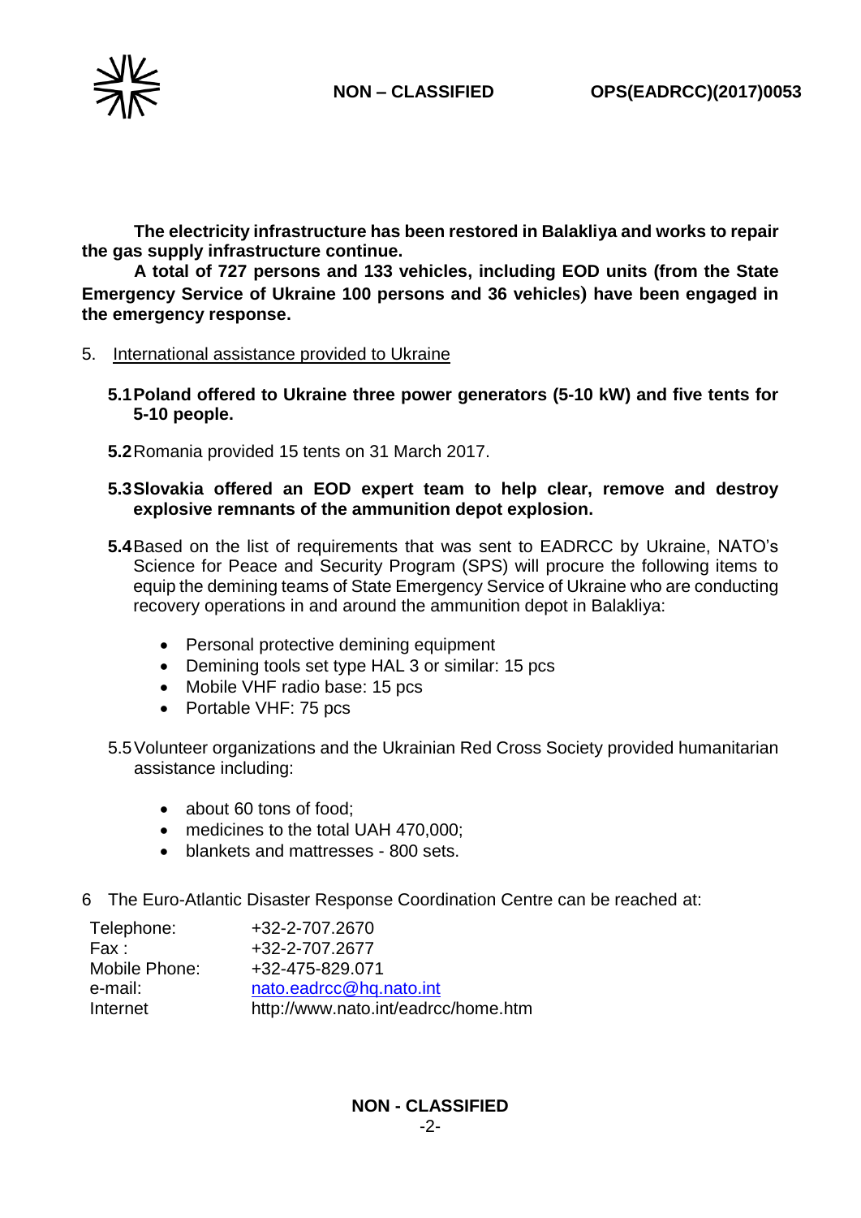**The electricity infrastructure has been restored in Balakliya and works to repair the gas supply infrastructure continue.**

**A total of 727 persons and 133 vehicles, including EOD units (from the State Emergency Service of Ukraine 100 persons and 36 vehicles) have been engaged in the emergency response.**

5. International assistance provided to Ukraine

   **5.1 Poland offered to Ukraine three power generators (5-10 kW) and five tents for 5-10 people.**

   **5.2** Romania provided 15 tents on 31 March 2017.

   **5.3 Slovakia offered an EOD expert team to help clear, remove and destroy explosive remnants of the ammunition depot explosion.**

   **5.4** Based on the list of requirements that was sent to EADRCC by Ukraine, NATO's Science for Peace and Security Program (SPS) will procure the following items to equip the demining teams of State Emergency Service of Ukraine who are conducting recovery operations in and around the ammunition depot in Balakliya:

   - Personal protective demining equipment
   - Demining tools set type HAL 3 or similar: 15 pcs
   - Mobile VHF radio base: 15 pcs
   - Portable VHF: 75 pcs

   5.5 Volunteer organizations and the Ukrainian Red Cross Society provided humanitarian assistance including:

   - about 60 tons of food;
   - medicines to the total UAH 470,000;
   - blankets and mattresses - 800 sets.

6 The Euro-Atlantic Disaster Response Coordination Centre can be reached at:

| | |
|---|---|
| Telephone: | +32-2-707.2670 |
| Fax : | +32-2-707.2677 |
| Mobile Phone: | +32-475-829.071 |
| e-mail: | nato.eadrcc@hq.nato.int |
| Internet | http://www.nato.int/eadrcc/home.htm |